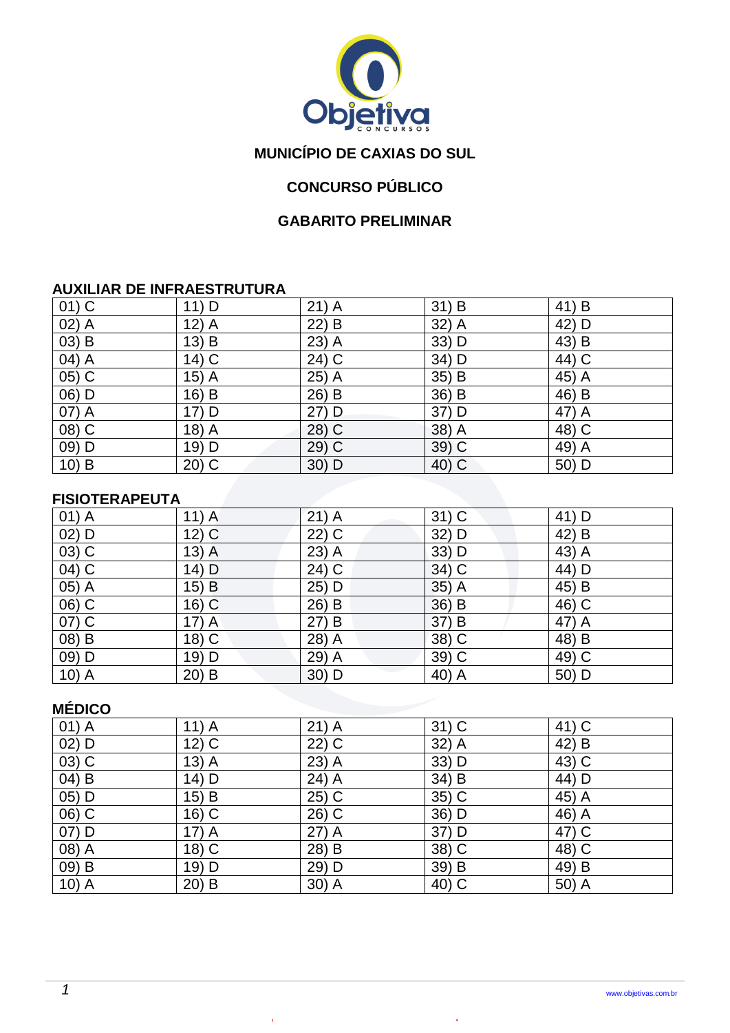**MUNICÍPIO DE CAXIAS DO SUL**

**CONCURSO PÚBLICO**

**GABARITO PRELIMINAR**

**AUXILIAR DE INFRAESTRUTURA**

| | | | | |
|---|---|---|---|---|
| 01) C | 11) D | 21) A | 31) B | 41) B |
| 02) A | 12) A | 22) B | 32) A | 42) D |
| 03) B | 13) B | 23) A | 33) D | 43) B |
| 04) A | 14) C | 24) C | 34) D | 44) C |
| 05) C | 15) A | 25) A | 35) B | 45) A |
| 06) D | 16) B | 26) B | 36) B | 46) B |
| 07) A | 17) D | 27) D | 37) D | 47) A |
| 08) C | 18) A | 28) C | 38) A | 48) C |
| 09) D | 19) D | 29) C | 39) C | 49) A |
| 10) B | 20) C | 30) D | 40) C | 50) D |

**FISIOTERAPEUTA**

| | | | | |
|---|---|---|---|---|
| 01) A | 11) A | 21) A | 31) C | 41) D |
| 02) D | 12) C | 22) C | 32) D | 42) B |
| 03) C | 13) A | 23) A | 33) D | 43) A |
| 04) C | 14) D | 24) C | 34) C | 44) D |
| 05) A | 15) B | 25) D | 35) A | 45) B |
| 06) C | 16) C | 26) B | 36) B | 46) C |
| 07) C | 17) A | 27) B | 37) B | 47) A |
| 08) B | 18) C | 28) A | 38) C | 48) B |
| 09) D | 19) D | 29) A | 39) C | 49) C |
| 10) A | 20) B | 30) D | 40) A | 50) D |

**MÉDICO**

| | | | | |
|---|---|---|---|---|
| 01) A | 11) A | 21) A | 31) C | 41) C |
| 02) D | 12) C | 22) C | 32) A | 42) B |
| 03) C | 13) A | 23) A | 33) D | 43) C |
| 04) B | 14) D | 24) A | 34) B | 44) D |
| 05) D | 15) B | 25) C | 35) C | 45) A |
| 06) C | 16) C | 26) C | 36) D | 46) A |
| 07) D | 17) A | 27) A | 37) D | 47) C |
| 08) A | 18) C | 28) B | 38) C | 48) C |
| 09) B | 19) D | 29) D | 39) B | 49) B |
| 10) A | 20) B | 30) A | 40) C | 50) A |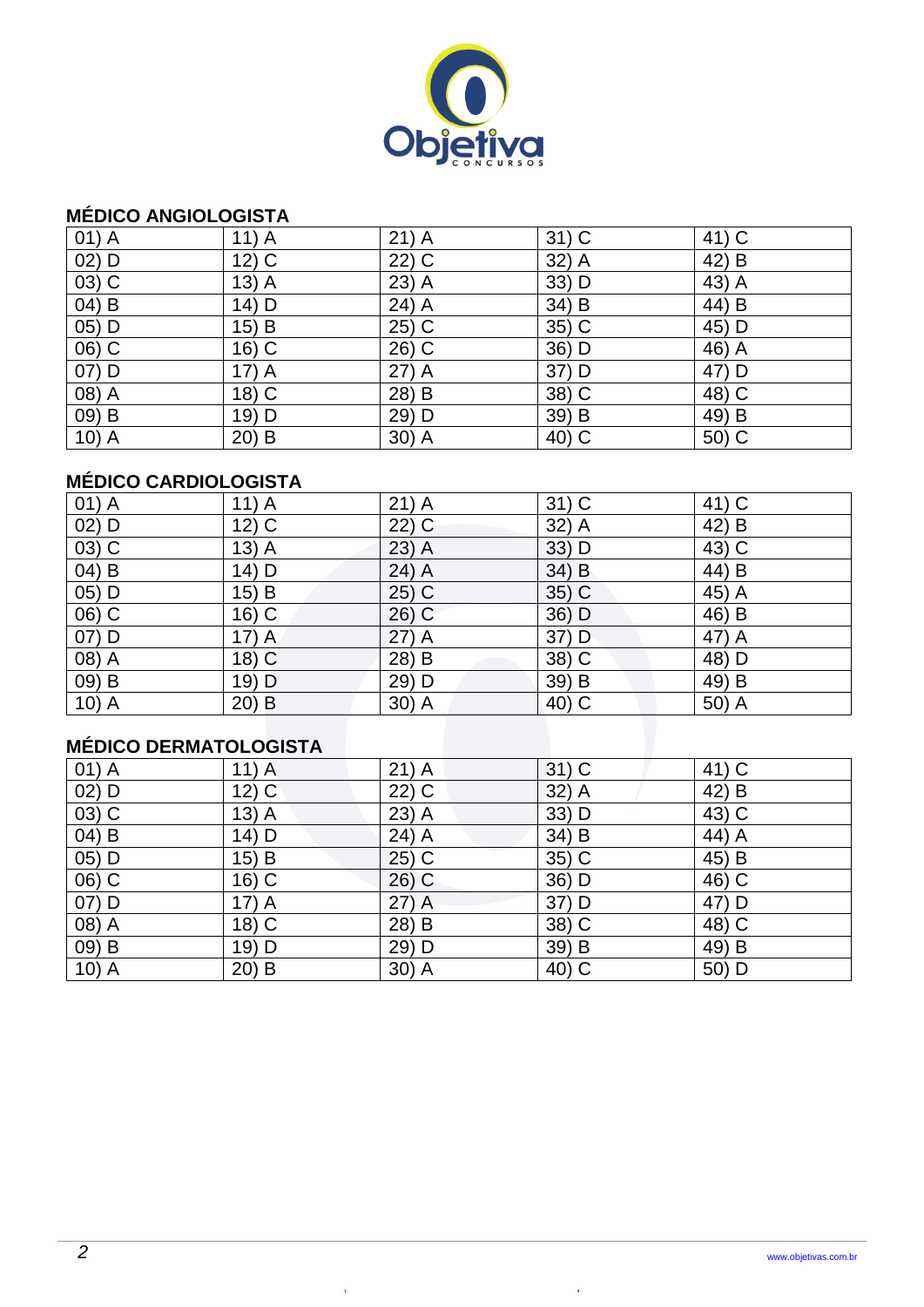## MÉDICO ANGIOLOGISTA

| 01) A | 11) A | 21) A | 31) C | 41) C |
|---|---|---|---|---|
| 02) D | 12) C | 22) C | 32) A | 42) B |
| 03) C | 13) A | 23) A | 33) D | 43) A |
| 04) B | 14) D | 24) A | 34) B | 44) B |
| 05) D | 15) B | 25) C | 35) C | 45) D |
| 06) C | 16) C | 26) C | 36) D | 46) A |
| 07) D | 17) A | 27) A | 37) D | 47) D |
| 08) A | 18) C | 28) B | 38) C | 48) C |
| 09) B | 19) D | 29) D | 39) B | 49) B |
| 10) A | 20) B | 30) A | 40) C | 50) C |

## MÉDICO CARDIOLOGISTA

| 01) A | 11) A | 21) A | 31) C | 41) C |
|---|---|---|---|---|
| 02) D | 12) C | 22) C | 32) A | 42) B |
| 03) C | 13) A | 23) A | 33) D | 43) C |
| 04) B | 14) D | 24) A | 34) B | 44) B |
| 05) D | 15) B | 25) C | 35) C | 45) A |
| 06) C | 16) C | 26) C | 36) D | 46) B |
| 07) D | 17) A | 27) A | 37) D | 47) A |
| 08) A | 18) C | 28) B | 38) C | 48) D |
| 09) B | 19) D | 29) D | 39) B | 49) B |
| 10) A | 20) B | 30) A | 40) C | 50) A |

## MÉDICO DERMATOLOGISTA

| 01) A | 11) A | 21) A | 31) C | 41) C |
|---|---|---|---|---|
| 02) D | 12) C | 22) C | 32) A | 42) B |
| 03) C | 13) A | 23) A | 33) D | 43) C |
| 04) B | 14) D | 24) A | 34) B | 44) A |
| 05) D | 15) B | 25) C | 35) C | 45) B |
| 06) C | 16) C | 26) C | 36) D | 46) C |
| 07) D | 17) A | 27) A | 37) D | 47) D |
| 08) A | 18) C | 28) B | 38) C | 48) C |
| 09) B | 19) D | 29) D | 39) B | 49) B |
| 10) A | 20) B | 30) A | 40) C | 50) D |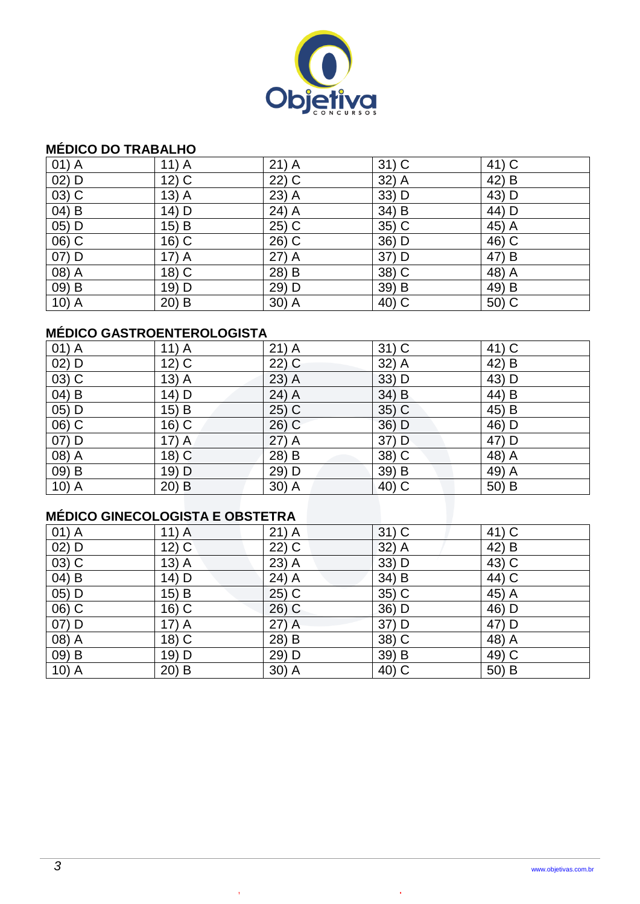## MÉDICO DO TRABALHO

| | | | | |
|---|---|---|---|---|
| 01) A | 11) A | 21) A | 31) C | 41) C |
| 02) D | 12) C | 22) C | 32) A | 42) B |
| 03) C | 13) A | 23) A | 33) D | 43) D |
| 04) B | 14) D | 24) A | 34) B | 44) D |
| 05) D | 15) B | 25) C | 35) C | 45) A |
| 06) C | 16) C | 26) C | 36) D | 46) C |
| 07) D | 17) A | 27) A | 37) D | 47) B |
| 08) A | 18) C | 28) B | 38) C | 48) A |
| 09) B | 19) D | 29) D | 39) B | 49) B |
| 10) A | 20) B | 30) A | 40) C | 50) C |

## MÉDICO GASTROENTEROLOGISTA

| | | | | |
|---|---|---|---|---|
| 01) A | 11) A | 21) A | 31) C | 41) C |
| 02) D | 12) C | 22) C | 32) A | 42) B |
| 03) C | 13) A | 23) A | 33) D | 43) D |
| 04) B | 14) D | 24) A | 34) B | 44) B |
| 05) D | 15) B | 25) C | 35) C | 45) B |
| 06) C | 16) C | 26) C | 36) D | 46) D |
| 07) D | 17) A | 27) A | 37) D | 47) D |
| 08) A | 18) C | 28) B | 38) C | 48) A |
| 09) B | 19) D | 29) D | 39) B | 49) A |
| 10) A | 20) B | 30) A | 40) C | 50) B |

## MÉDICO GINECOLOGISTA E OBSTETRA

| | | | | |
|---|---|---|---|---|
| 01) A | 11) A | 21) A | 31) C | 41) C |
| 02) D | 12) C | 22) C | 32) A | 42) B |
| 03) C | 13) A | 23) A | 33) D | 43) C |
| 04) B | 14) D | 24) A | 34) B | 44) C |
| 05) D | 15) B | 25) C | 35) C | 45) A |
| 06) C | 16) C | 26) C | 36) D | 46) D |
| 07) D | 17) A | 27) A | 37) D | 47) D |
| 08) A | 18) C | 28) B | 38) C | 48) A |
| 09) B | 19) D | 29) D | 39) B | 49) C |
| 10) A | 20) B | 30) A | 40) C | 50) B |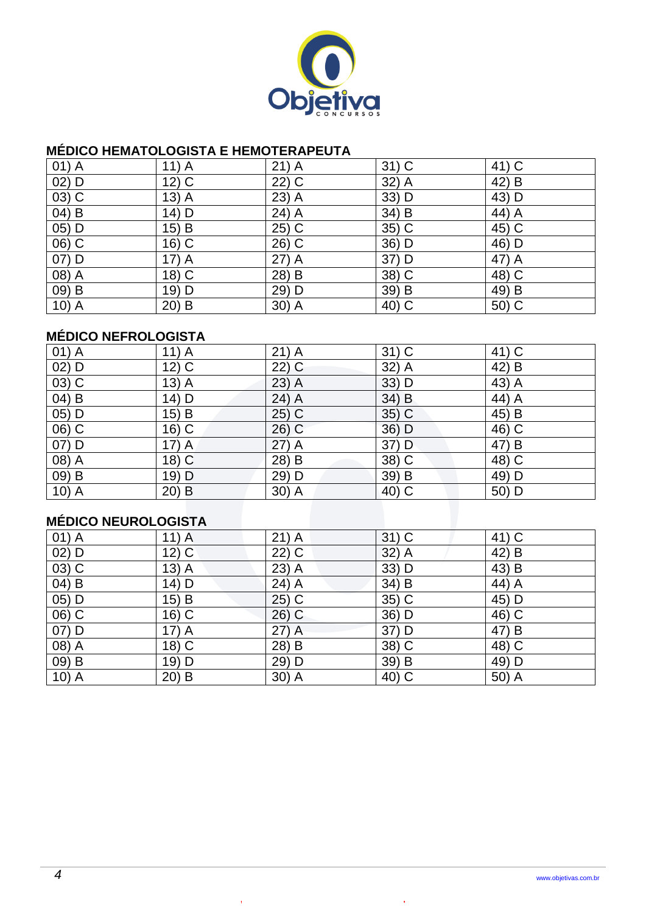## MÉDICO HEMATOLOGISTA E HEMOTERAPEUTA

| | | | | |
|---|---|---|---|---|
| 01) A | 11) A | 21) A | 31) C | 41) C |
| 02) D | 12) C | 22) C | 32) A | 42) B |
| 03) C | 13) A | 23) A | 33) D | 43) D |
| 04) B | 14) D | 24) A | 34) B | 44) A |
| 05) D | 15) B | 25) C | 35) C | 45) C |
| 06) C | 16) C | 26) C | 36) D | 46) D |
| 07) D | 17) A | 27) A | 37) D | 47) A |
| 08) A | 18) C | 28) B | 38) C | 48) C |
| 09) B | 19) D | 29) D | 39) B | 49) B |
| 10) A | 20) B | 30) A | 40) C | 50) C |

## MÉDICO NEFROLOGISTA

| | | | | |
|---|---|---|---|---|
| 01) A | 11) A | 21) A | 31) C | 41) C |
| 02) D | 12) C | 22) C | 32) A | 42) B |
| 03) C | 13) A | 23) A | 33) D | 43) A |
| 04) B | 14) D | 24) A | 34) B | 44) A |
| 05) D | 15) B | 25) C | 35) C | 45) B |
| 06) C | 16) C | 26) C | 36) D | 46) C |
| 07) D | 17) A | 27) A | 37) D | 47) B |
| 08) A | 18) C | 28) B | 38) C | 48) C |
| 09) B | 19) D | 29) D | 39) B | 49) D |
| 10) A | 20) B | 30) A | 40) C | 50) D |

## MÉDICO NEUROLOGISTA

| | | | | |
|---|---|---|---|---|
| 01) A | 11) A | 21) A | 31) C | 41) C |
| 02) D | 12) C | 22) C | 32) A | 42) B |
| 03) C | 13) A | 23) A | 33) D | 43) B |
| 04) B | 14) D | 24) A | 34) B | 44) A |
| 05) D | 15) B | 25) C | 35) C | 45) D |
| 06) C | 16) C | 26) C | 36) D | 46) C |
| 07) D | 17) A | 27) A | 37) D | 47) B |
| 08) A | 18) C | 28) B | 38) C | 48) C |
| 09) B | 19) D | 29) D | 39) B | 49) D |
| 10) A | 20) B | 30) A | 40) C | 50) A |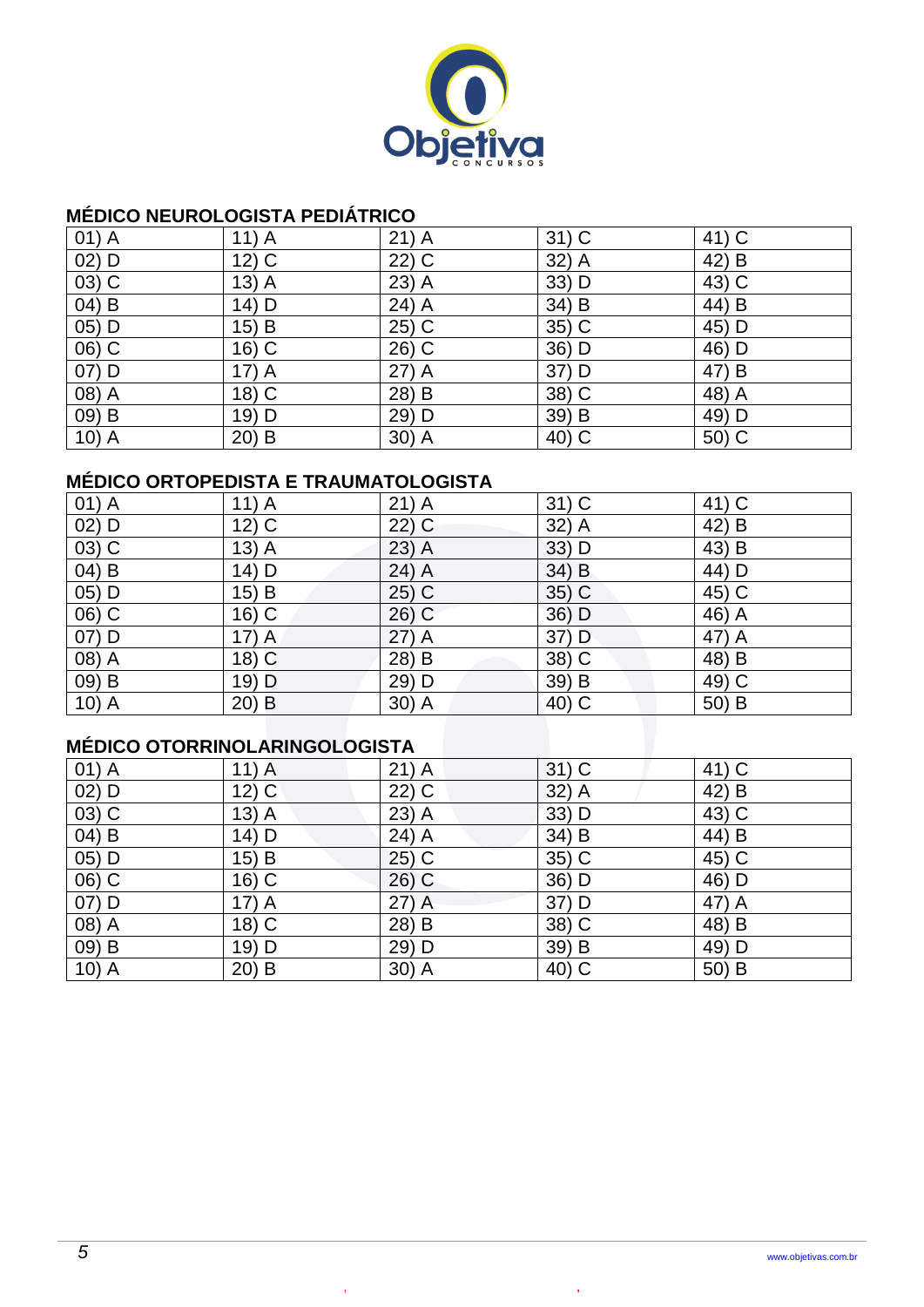### MÉDICO NEUROLOGISTA PEDIÁTRICO

| | | | | |
|---|---|---|---|---|
| 01) A | 11) A | 21) A | 31) C | 41) C |
| 02) D | 12) C | 22) C | 32) A | 42) B |
| 03) C | 13) A | 23) A | 33) D | 43) C |
| 04) B | 14) D | 24) A | 34) B | 44) B |
| 05) D | 15) B | 25) C | 35) C | 45) D |
| 06) C | 16) C | 26) C | 36) D | 46) D |
| 07) D | 17) A | 27) A | 37) D | 47) B |
| 08) A | 18) C | 28) B | 38) C | 48) A |
| 09) B | 19) D | 29) D | 39) B | 49) D |
| 10) A | 20) B | 30) A | 40) C | 50) C |

### MÉDICO ORTOPEDISTA E TRAUMATOLOGISTA

| | | | | |
|---|---|---|---|---|
| 01) A | 11) A | 21) A | 31) C | 41) C |
| 02) D | 12) C | 22) C | 32) A | 42) B |
| 03) C | 13) A | 23) A | 33) D | 43) B |
| 04) B | 14) D | 24) A | 34) B | 44) D |
| 05) D | 15) B | 25) C | 35) C | 45) C |
| 06) C | 16) C | 26) C | 36) D | 46) A |
| 07) D | 17) A | 27) A | 37) D | 47) A |
| 08) A | 18) C | 28) B | 38) C | 48) B |
| 09) B | 19) D | 29) D | 39) B | 49) C |
| 10) A | 20) B | 30) A | 40) C | 50) B |

### MÉDICO OTORRINOLARINGOLOGISTA

| | | | | |
|---|---|---|---|---|
| 01) A | 11) A | 21) A | 31) C | 41) C |
| 02) D | 12) C | 22) C | 32) A | 42) B |
| 03) C | 13) A | 23) A | 33) D | 43) C |
| 04) B | 14) D | 24) A | 34) B | 44) B |
| 05) D | 15) B | 25) C | 35) C | 45) C |
| 06) C | 16) C | 26) C | 36) D | 46) D |
| 07) D | 17) A | 27) A | 37) D | 47) A |
| 08) A | 18) C | 28) B | 38) C | 48) B |
| 09) B | 19) D | 29) D | 39) B | 49) D |
| 10) A | 20) B | 30) A | 40) C | 50) B |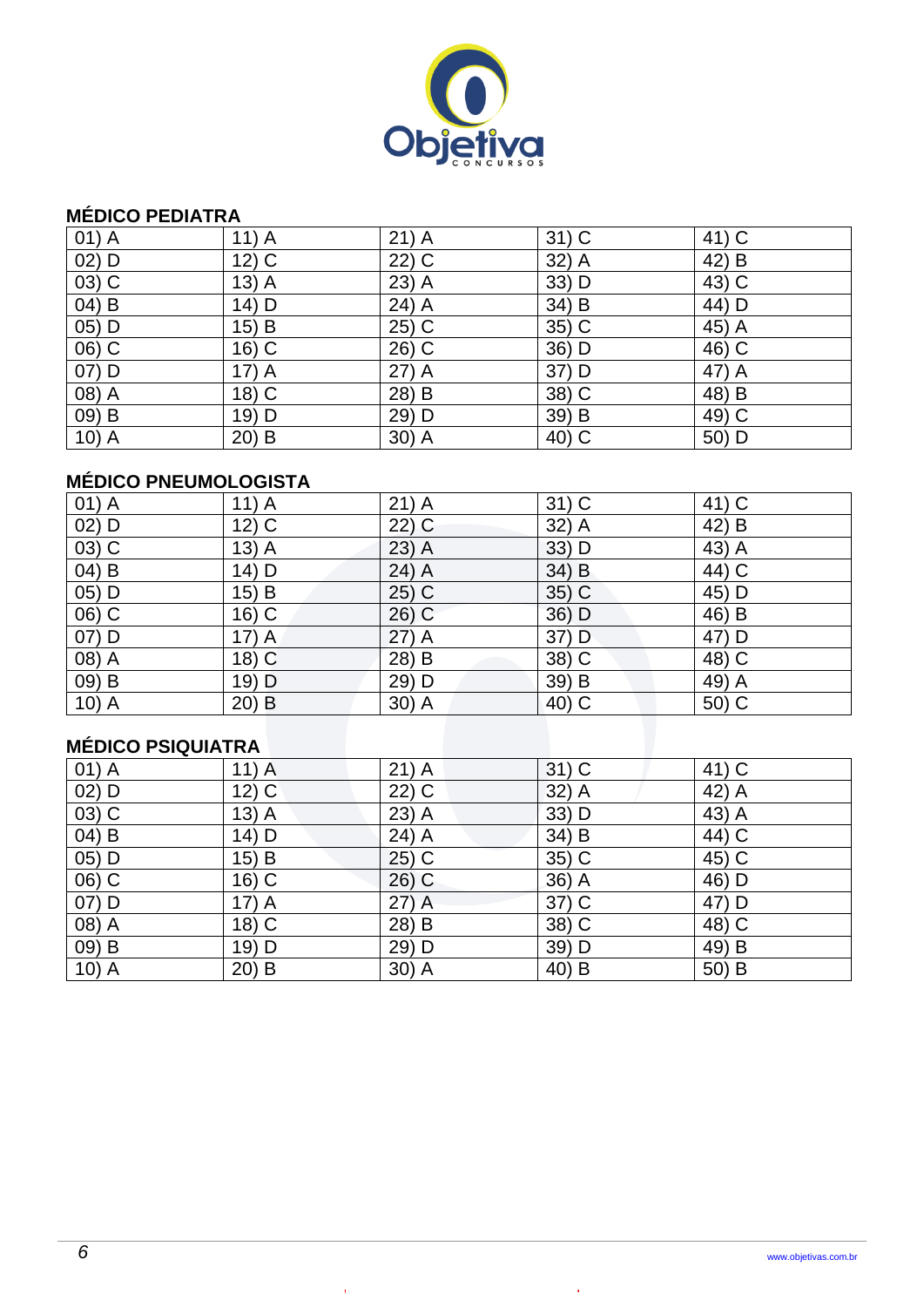### MÉDICO PEDIATRA

| | | | | |
|---|---|---|---|---|
| 01) A | 11) A | 21) A | 31) C | 41) C |
| 02) D | 12) C | 22) C | 32) A | 42) B |
| 03) C | 13) A | 23) A | 33) D | 43) C |
| 04) B | 14) D | 24) A | 34) B | 44) D |
| 05) D | 15) B | 25) C | 35) C | 45) A |
| 06) C | 16) C | 26) C | 36) D | 46) C |
| 07) D | 17) A | 27) A | 37) D | 47) A |
| 08) A | 18) C | 28) B | 38) C | 48) B |
| 09) B | 19) D | 29) D | 39) B | 49) C |
| 10) A | 20) B | 30) A | 40) C | 50) D |

### MÉDICO PNEUMOLOGISTA

| | | | | |
|---|---|---|---|---|
| 01) A | 11) A | 21) A | 31) C | 41) C |
| 02) D | 12) C | 22) C | 32) A | 42) B |
| 03) C | 13) A | 23) A | 33) D | 43) A |
| 04) B | 14) D | 24) A | 34) B | 44) C |
| 05) D | 15) B | 25) C | 35) C | 45) D |
| 06) C | 16) C | 26) C | 36) D | 46) B |
| 07) D | 17) A | 27) A | 37) D | 47) D |
| 08) A | 18) C | 28) B | 38) C | 48) C |
| 09) B | 19) D | 29) D | 39) B | 49) A |
| 10) A | 20) B | 30) A | 40) C | 50) C |

### MÉDICO PSIQUIATRA

| | | | | |
|---|---|---|---|---|
| 01) A | 11) A | 21) A | 31) C | 41) C |
| 02) D | 12) C | 22) C | 32) A | 42) A |
| 03) C | 13) A | 23) A | 33) D | 43) A |
| 04) B | 14) D | 24) A | 34) B | 44) C |
| 05) D | 15) B | 25) C | 35) C | 45) C |
| 06) C | 16) C | 26) C | 36) A | 46) D |
| 07) D | 17) A | 27) A | 37) C | 47) D |
| 08) A | 18) C | 28) B | 38) C | 48) C |
| 09) B | 19) D | 29) D | 39) D | 49) B |
| 10) A | 20) B | 30) A | 40) B | 50) B |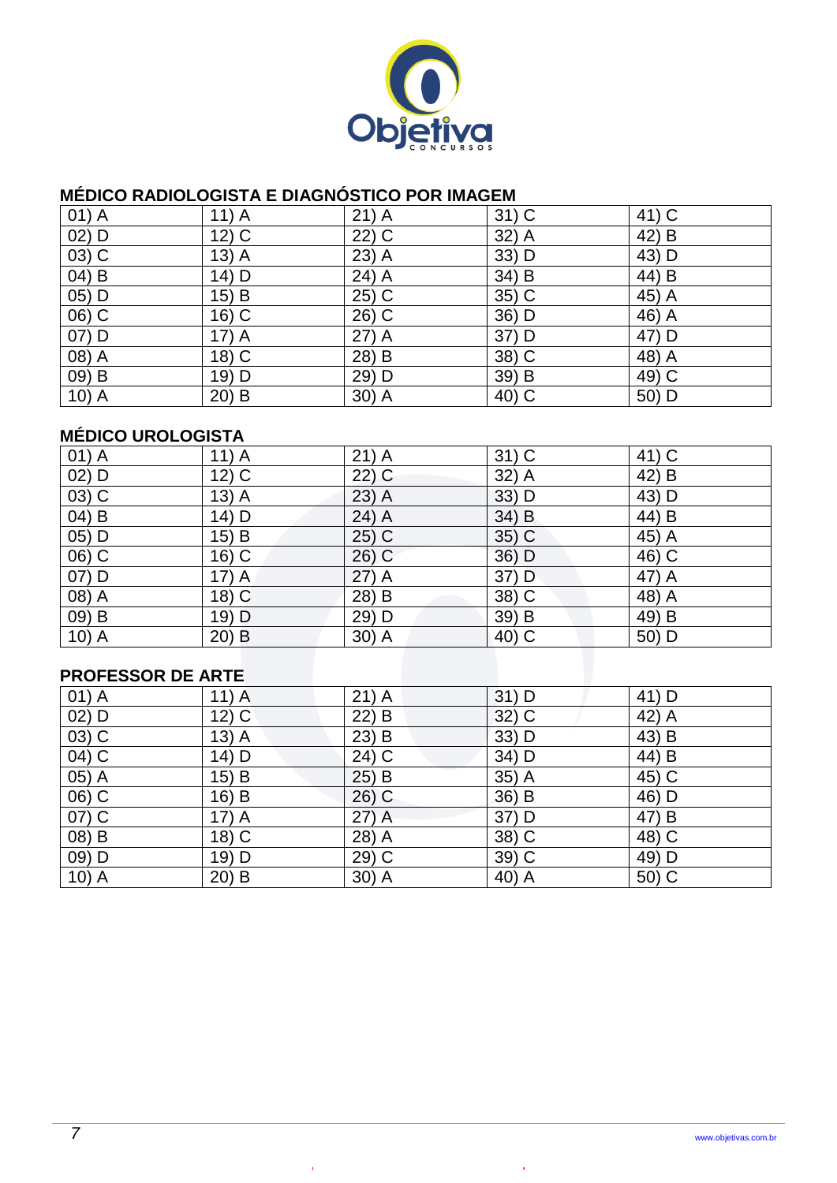## MÉDICO RADIOLOGISTA E DIAGNÓSTICO POR IMAGEM

| | | | | |
|---|---|---|---|---|
| 01) A | 11) A | 21) A | 31) C | 41) C |
| 02) D | 12) C | 22) C | 32) A | 42) B |
| 03) C | 13) A | 23) A | 33) D | 43) D |
| 04) B | 14) D | 24) A | 34) B | 44) B |
| 05) D | 15) B | 25) C | 35) C | 45) A |
| 06) C | 16) C | 26) C | 36) D | 46) A |
| 07) D | 17) A | 27) A | 37) D | 47) D |
| 08) A | 18) C | 28) B | 38) C | 48) A |
| 09) B | 19) D | 29) D | 39) B | 49) C |
| 10) A | 20) B | 30) A | 40) C | 50) D |

## MÉDICO UROLOGISTA

| | | | | |
|---|---|---|---|---|
| 01) A | 11) A | 21) A | 31) C | 41) C |
| 02) D | 12) C | 22) C | 32) A | 42) B |
| 03) C | 13) A | 23) A | 33) D | 43) D |
| 04) B | 14) D | 24) A | 34) B | 44) B |
| 05) D | 15) B | 25) C | 35) C | 45) A |
| 06) C | 16) C | 26) C | 36) D | 46) C |
| 07) D | 17) A | 27) A | 37) D | 47) A |
| 08) A | 18) C | 28) B | 38) C | 48) A |
| 09) B | 19) D | 29) D | 39) B | 49) B |
| 10) A | 20) B | 30) A | 40) C | 50) D |

## PROFESSOR DE ARTE

| | | | | |
|---|---|---|---|---|
| 01) A | 11) A | 21) A | 31) D | 41) D |
| 02) D | 12) C | 22) B | 32) C | 42) A |
| 03) C | 13) A | 23) B | 33) D | 43) B |
| 04) C | 14) D | 24) C | 34) D | 44) B |
| 05) A | 15) B | 25) B | 35) A | 45) C |
| 06) C | 16) B | 26) C | 36) B | 46) D |
| 07) C | 17) A | 27) A | 37) D | 47) B |
| 08) B | 18) C | 28) A | 38) C | 48) C |
| 09) D | 19) D | 29) C | 39) C | 49) D |
| 10) A | 20) B | 30) A | 40) A | 50) C |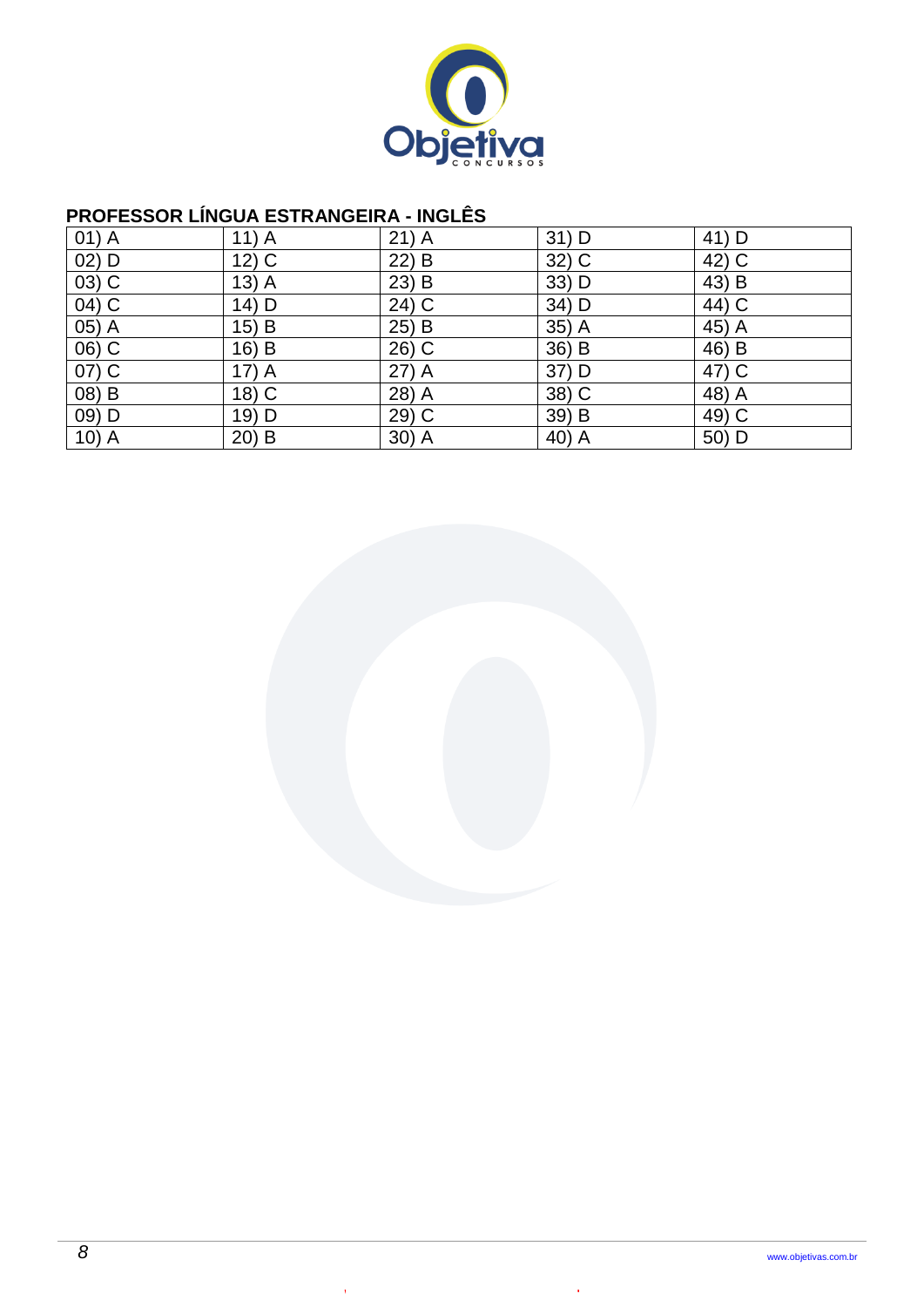## PROFESSOR LÍNGUA ESTRANGEIRA - INGLÊS

| | | | | |
|---|---|---|---|---|
| 01) A | 11) A | 21) A | 31) D | 41) D |
| 02) D | 12) C | 22) B | 32) C | 42) C |
| 03) C | 13) A | 23) B | 33) D | 43) B |
| 04) C | 14) D | 24) C | 34) D | 44) C |
| 05) A | 15) B | 25) B | 35) A | 45) A |
| 06) C | 16) B | 26) C | 36) B | 46) B |
| 07) C | 17) A | 27) A | 37) D | 47) C |
| 08) B | 18) C | 28) A | 38) C | 48) A |
| 09) D | 19) D | 29) C | 39) B | 49) C |
| 10) A | 20) B | 30) A | 40) A | 50) D |